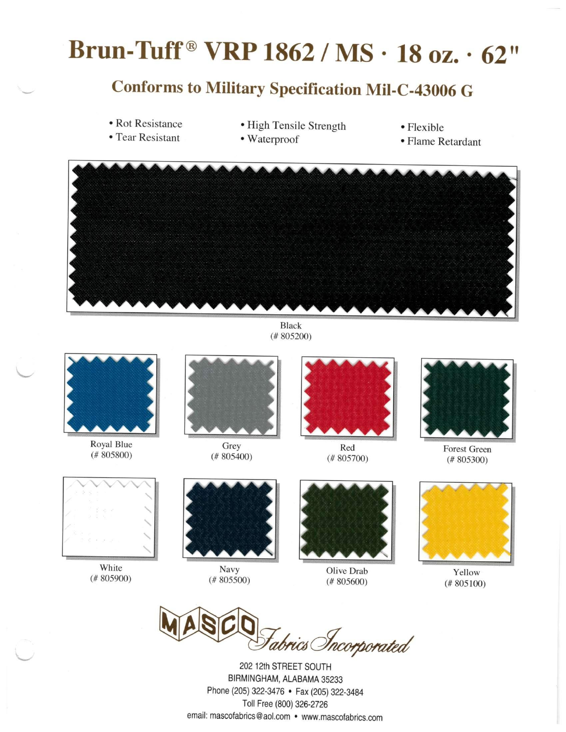# Brun-Tuff® VRP 1862 / MS · 18 oz. · 62"

## Conforms to Military Specification Mil-C-43006 G

- Rot Resistance
- Tear Resistant
- High Tensile Strength
- Waterproof
- Flexible
- Flame Retardant

Black
(# 805200)

Royal Blue
(# 805800)

Grey
(# 805400)

Red
(# 805700)

Forest Green
(# 805300)

White
(# 805900)

Navy
(# 805500)

Olive Drab
(# 805600)

Yellow
(# 805100)

MASCO Fabrics Incorporated

202 12th STREET SOUTH
BIRMINGHAM, ALABAMA 35233
Phone (205) 322-3476 • Fax (205) 322-3484
Toll Free (800) 326-2726
email: mascofabrics@aol.com • www.mascofabrics.com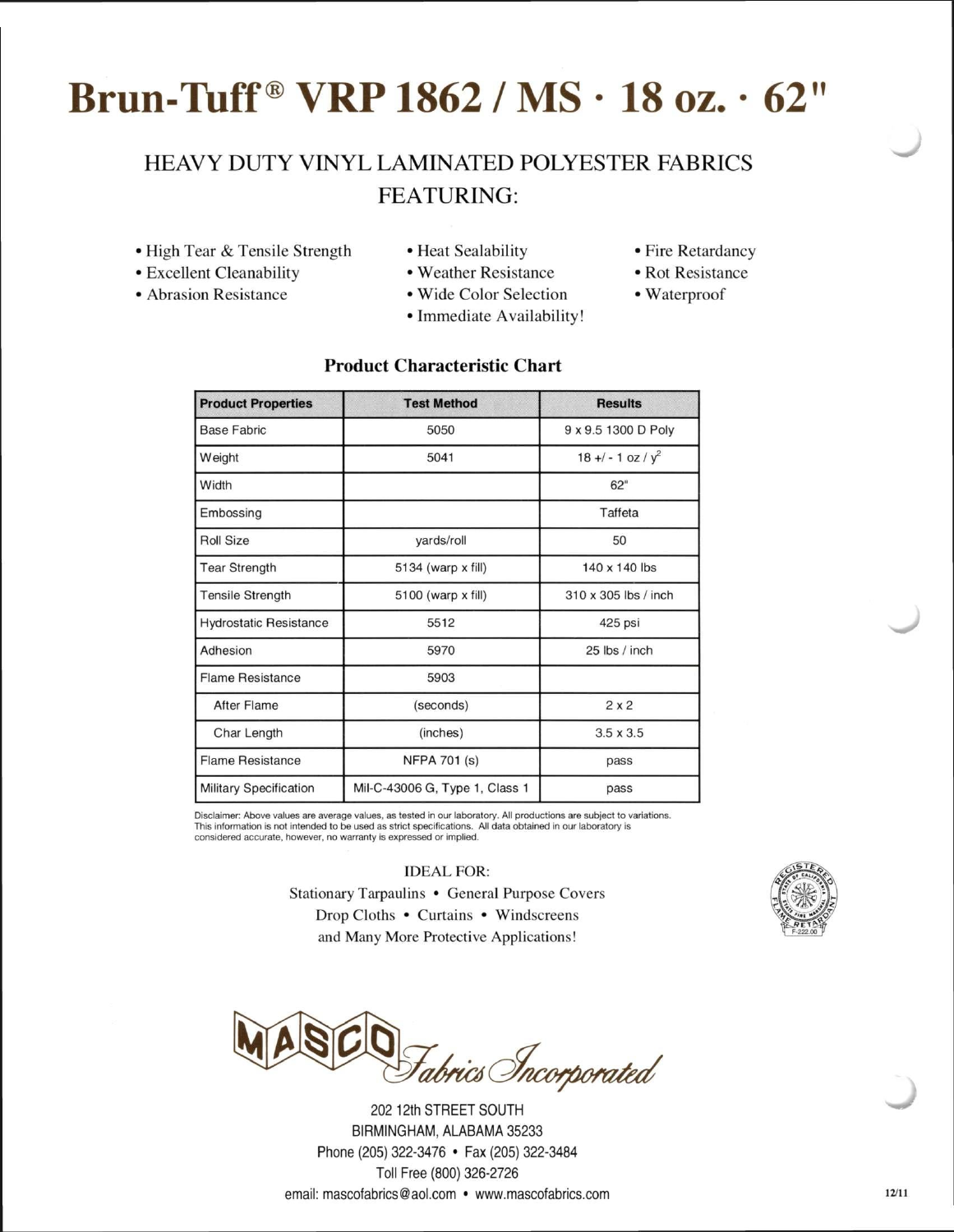# Brun-Tuff® VRP 1862 / MS · 18 oz. · 62"

## HEAVY DUTY VINYL LAMINATED POLYESTER FABRICS FEATURING:

- High Tear & Tensile Strength
- Excellent Cleanability
- Abrasion Resistance
- Heat Sealability
- Weather Resistance
- Wide Color Selection
- Immediate Availability!
- Fire Retardancy
- Rot Resistance
- Waterproof

### Product Characteristic Chart

| Product Properties | Test Method | Results |
|---|---|---|
| Base Fabric | 5050 | 9 x 9.5 1300 D Poly |
| Weight | 5041 | 18 +/ - 1 oz / $y^2$ |
| Width | | 62" |
| Embossing | | Taffeta |
| Roll Size | yards/roll | 50 |
| Tear Strength | 5134 (warp x fill) | 140 x 140 lbs |
| Tensile Strength | 5100 (warp x fill) | 310 x 305 lbs / inch |
| Hydrostatic Resistance | 5512 | 425 psi |
| Adhesion | 5970 | 25 lbs / inch |
| Flame Resistance | 5903 | |
| After Flame | (seconds) | 2 x 2 |
| Char Length | (inches) | 3.5 x 3.5 |
| Flame Resistance | NFPA 701 (s) | pass |
| Military Specification | Mil-C-43006 G, Type 1, Class 1 | pass |

Disclaimer: Above values are average values, as tested in our laboratory. All productions are subject to variations. This information is not intended to be used as strict specifications. All data obtained in our laboratory is considered accurate, however, no warranty is expressed or implied.

IDEAL FOR:
Stationary Tarpaulins • General Purpose Covers
Drop Cloths • Curtains • Windscreens
and Many More Protective Applications!

REGISTERED · STATE OF CALIFORNIA · STATE FIRE MARSHAL · FLAME RETARDANT · F-222.00

MASCO Fabrics Incorporated

202 12th STREET SOUTH
BIRMINGHAM, ALABAMA 35233
Phone (205) 322-3476 • Fax (205) 322-3484
Toll Free (800) 326-2726
email: mascofabrics@aol.com • www.mascofabrics.com

12/11